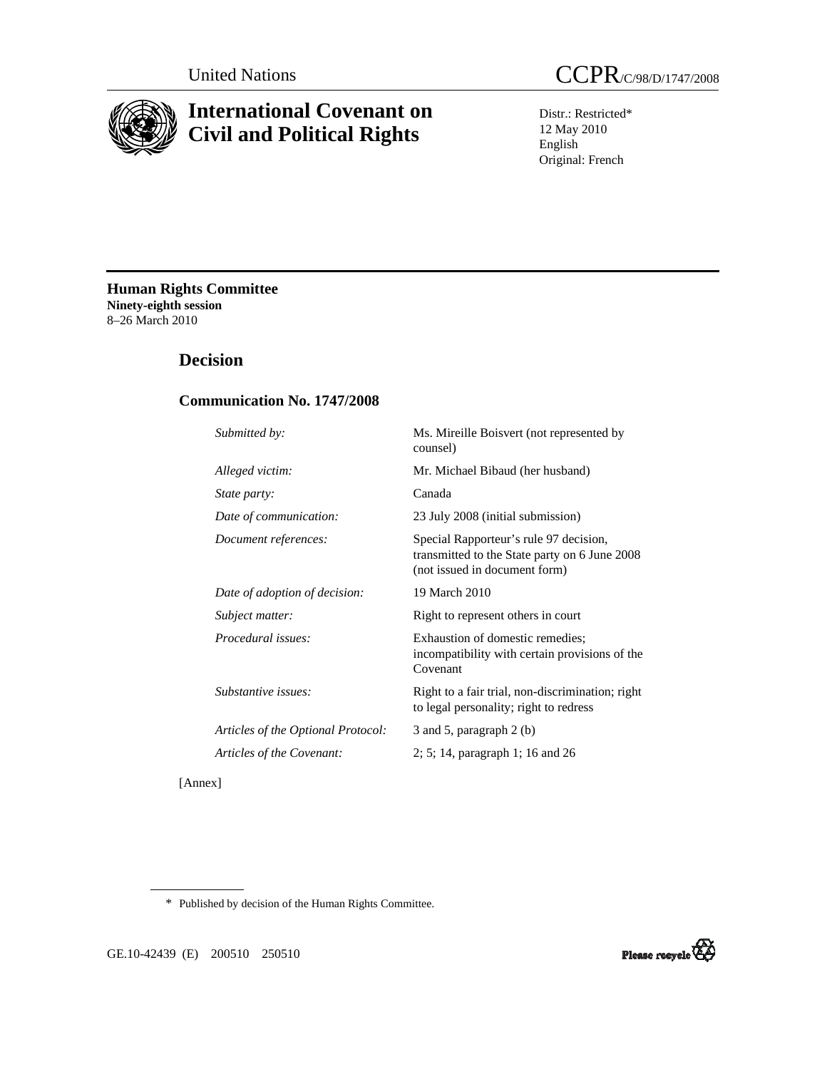United Nations CCPR/C/98/D/1747/2008

# International Covenant on Civil and Political Rights

Distr.: Restricted*
12 May 2010
English
Original: French

**Human Rights Committee**
**Ninety-eighth session**
8–26 March 2010

## Decision

### Communication No. 1747/2008

| | |
|---|---|
| *Submitted by:* | Ms. Mireille Boisvert (not represented by counsel) |
| *Alleged victim:* | Mr. Michael Bibaud (her husband) |
| *State party:* | Canada |
| *Date of communication:* | 23 July 2008 (initial submission) |
| *Document references:* | Special Rapporteur's rule 97 decision, transmitted to the State party on 6 June 2008 (not issued in document form) |
| *Date of adoption of decision:* | 19 March 2010 |
| *Subject matter:* | Right to represent others in court |
| *Procedural issues:* | Exhaustion of domestic remedies; incompatibility with certain provisions of the Covenant |
| *Substantive issues:* | Right to a fair trial, non-discrimination; right to legal personality; right to redress |
| *Articles of the Optional Protocol:* | 3 and 5, paragraph 2 (b) |
| *Articles of the Covenant:* | 2; 5; 14, paragraph 1; 16 and 26 |

[Annex]

\* Published by decision of the Human Rights Committee.

GE.10-42439 (E) 200510 250510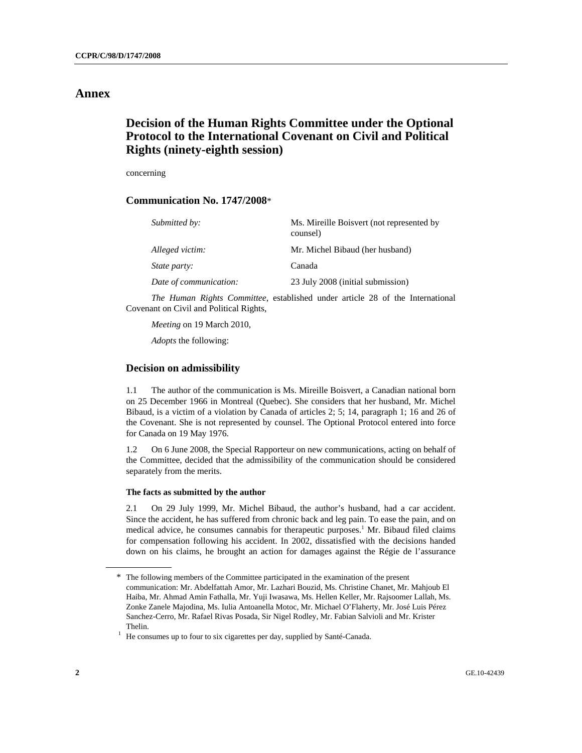# Annex

## Decision of the Human Rights Committee under the Optional Protocol to the International Covenant on Civil and Political Rights (ninety-eighth session)

concerning

### Communication No. 1747/2008*

| | |
|---|---|
| *Submitted by:* | Ms. Mireille Boisvert (not represented by counsel) |
| *Alleged victim:* | Mr. Michel Bibaud (her husband) |
| *State party:* | Canada |
| *Date of communication:* | 23 July 2008 (initial submission) |

*The Human Rights Committee*, established under article 28 of the International Covenant on Civil and Political Rights,

*Meeting* on 19 March 2010,

*Adopts* the following:

### Decision on admissibility

1.1 The author of the communication is Ms. Mireille Boisvert, a Canadian national born on 25 December 1966 in Montreal (Quebec). She considers that her husband, Mr. Michel Bibaud, is a victim of a violation by Canada of articles 2; 5; 14, paragraph 1; 16 and 26 of the Covenant. She is not represented by counsel. The Optional Protocol entered into force for Canada on 19 May 1976.

1.2 On 6 June 2008, the Special Rapporteur on new communications, acting on behalf of the Committee, decided that the admissibility of the communication should be considered separately from the merits.

#### The facts as submitted by the author

2.1 On 29 July 1999, Mr. Michel Bibaud, the author's husband, had a car accident. Since the accident, he has suffered from chronic back and leg pain. To ease the pain, and on medical advice, he consumes cannabis for therapeutic purposes.[1] Mr. Bibaud filed claims for compensation following his accident. In 2002, dissatisfied with the decisions handed down on his claims, he brought an action for damages against the Régie de l'assurance

---

\* The following members of the Committee participated in the examination of the present communication: Mr. Abdelfattah Amor, Mr. Lazhari Bouzid, Ms. Christine Chanet, Mr. Mahjoub El Haiba, Mr. Ahmad Amin Fathalla, Mr. Yuji Iwasawa, Ms. Hellen Keller, Mr. Rajsoomer Lallah, Ms. Zonke Zanele Majodina, Ms. Iulia Antoanella Motoc, Mr. Michael O'Flaherty, Mr. José Luis Pérez Sanchez-Cerro, Mr. Rafael Rivas Posada, Sir Nigel Rodley, Mr. Fabian Salvioli and Mr. Krister Thelin.

[1] He consumes up to four to six cigarettes per day, supplied by Santé-Canada.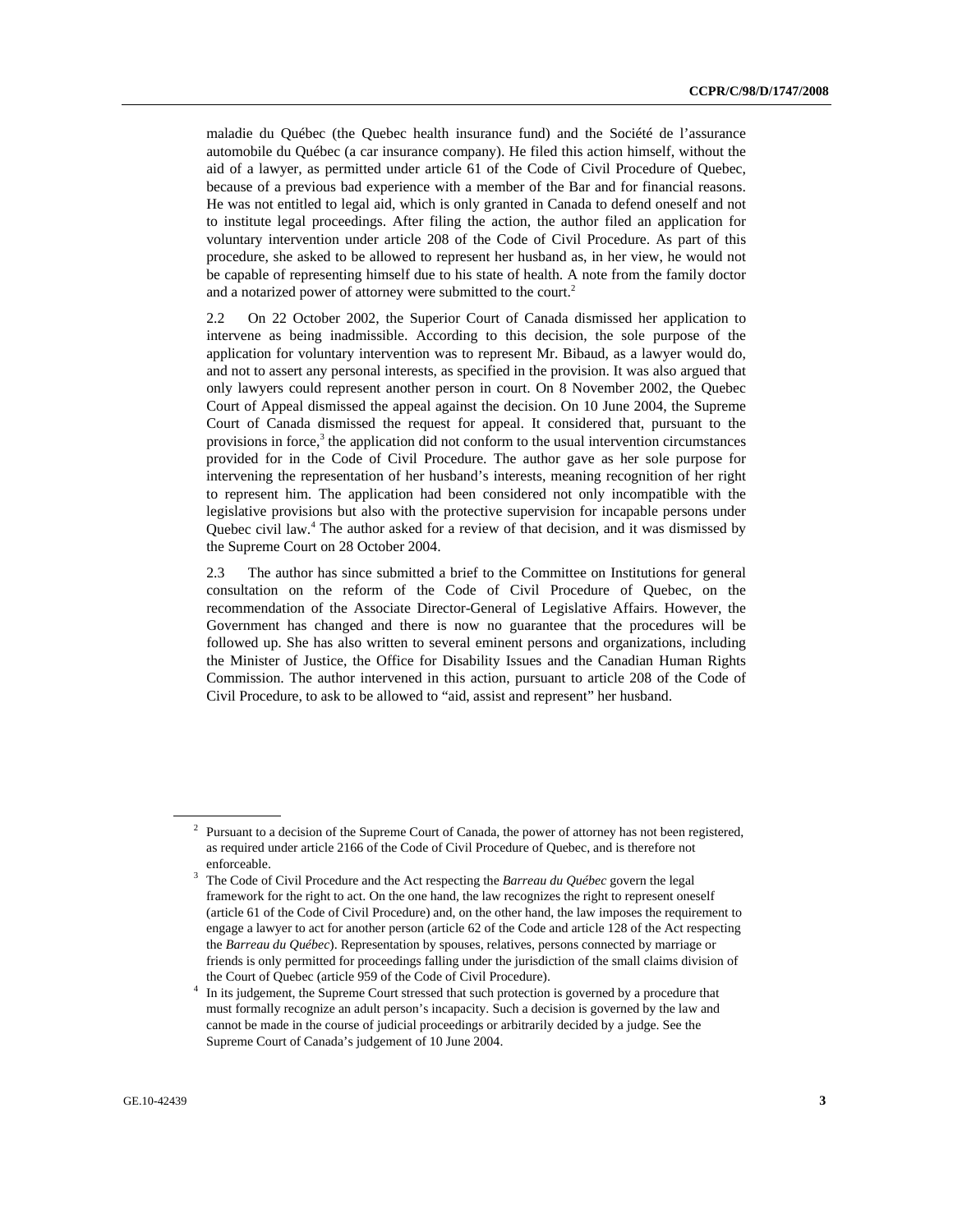maladie du Québec (the Quebec health insurance fund) and the Société de l'assurance automobile du Québec (a car insurance company). He filed this action himself, without the aid of a lawyer, as permitted under article 61 of the Code of Civil Procedure of Quebec, because of a previous bad experience with a member of the Bar and for financial reasons. He was not entitled to legal aid, which is only granted in Canada to defend oneself and not to institute legal proceedings. After filing the action, the author filed an application for voluntary intervention under article 208 of the Code of Civil Procedure. As part of this procedure, she asked to be allowed to represent her husband as, in her view, he would not be capable of representing himself due to his state of health. A note from the family doctor and a notarized power of attorney were submitted to the court.[2]

2.2 On 22 October 2002, the Superior Court of Canada dismissed her application to intervene as being inadmissible. According to this decision, the sole purpose of the application for voluntary intervention was to represent Mr. Bibaud, as a lawyer would do, and not to assert any personal interests, as specified in the provision. It was also argued that only lawyers could represent another person in court. On 8 November 2002, the Quebec Court of Appeal dismissed the appeal against the decision. On 10 June 2004, the Supreme Court of Canada dismissed the request for appeal. It considered that, pursuant to the provisions in force,[3] the application did not conform to the usual intervention circumstances provided for in the Code of Civil Procedure. The author gave as her sole purpose for intervening the representation of her husband's interests, meaning recognition of her right to represent him. The application had been considered not only incompatible with the legislative provisions but also with the protective supervision for incapable persons under Quebec civil law.[4] The author asked for a review of that decision, and it was dismissed by the Supreme Court on 28 October 2004.

2.3 The author has since submitted a brief to the Committee on Institutions for general consultation on the reform of the Code of Civil Procedure of Quebec, on the recommendation of the Associate Director-General of Legislative Affairs. However, the Government has changed and there is now no guarantee that the procedures will be followed up. She has also written to several eminent persons and organizations, including the Minister of Justice, the Office for Disability Issues and the Canadian Human Rights Commission. The author intervened in this action, pursuant to article 208 of the Code of Civil Procedure, to ask to be allowed to "aid, assist and represent" her husband.

---

[2] Pursuant to a decision of the Supreme Court of Canada, the power of attorney has not been registered, as required under article 2166 of the Code of Civil Procedure of Quebec, and is therefore not enforceable.

[3] The Code of Civil Procedure and the Act respecting the *Barreau du Québec* govern the legal framework for the right to act. On the one hand, the law recognizes the right to represent oneself (article 61 of the Code of Civil Procedure) and, on the other hand, the law imposes the requirement to engage a lawyer to act for another person (article 62 of the Code and article 128 of the Act respecting the *Barreau du Québec*). Representation by spouses, relatives, persons connected by marriage or friends is only permitted for proceedings falling under the jurisdiction of the small claims division of the Court of Quebec (article 959 of the Code of Civil Procedure).

[4] In its judgement, the Supreme Court stressed that such protection is governed by a procedure that must formally recognize an adult person's incapacity. Such a decision is governed by the law and cannot be made in the course of judicial proceedings or arbitrarily decided by a judge. See the Supreme Court of Canada's judgement of 10 June 2004.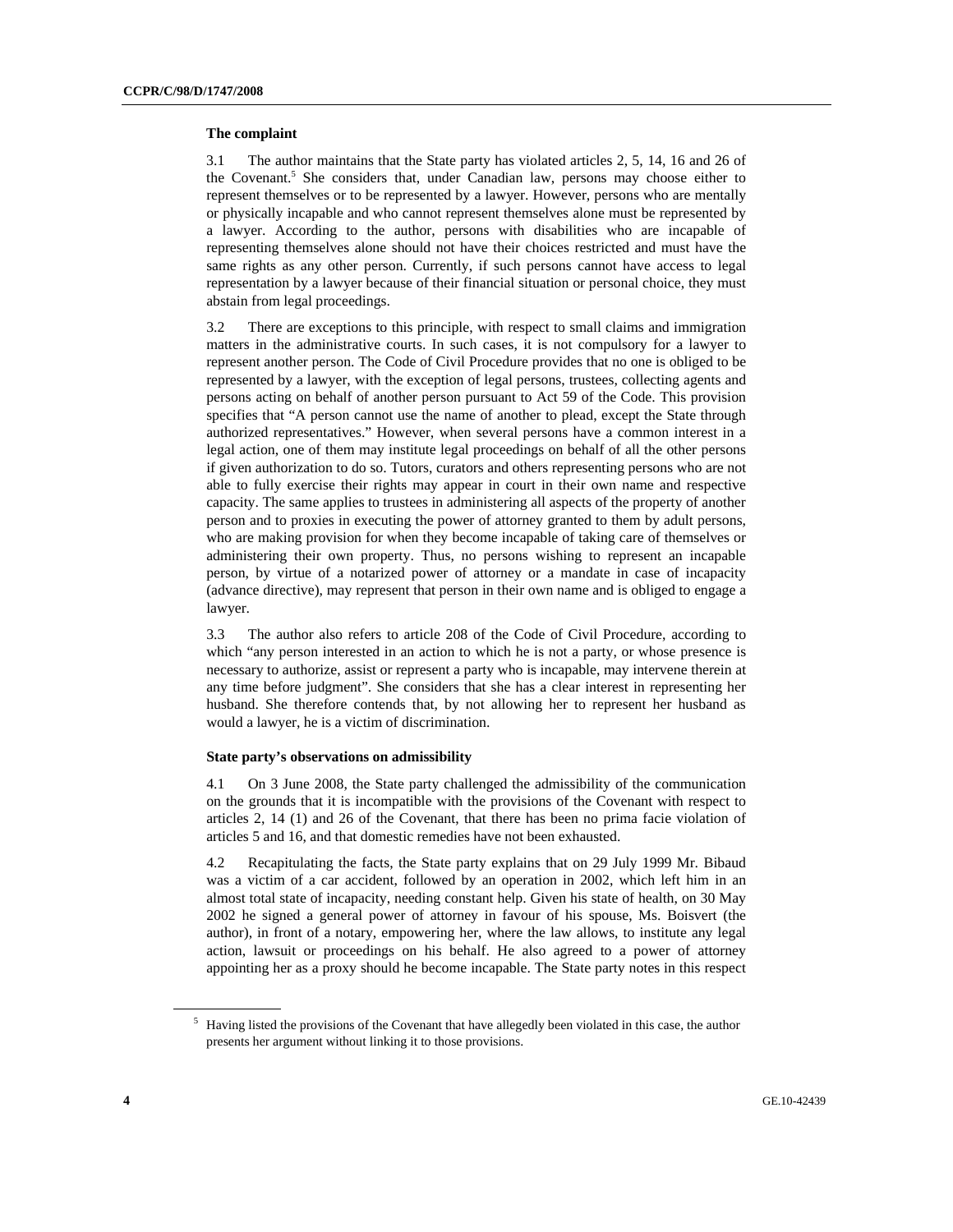### The complaint

3.1 The author maintains that the State party has violated articles 2, 5, 14, 16 and 26 of the Covenant.[5] She considers that, under Canadian law, persons may choose either to represent themselves or to be represented by a lawyer. However, persons who are mentally or physically incapable and who cannot represent themselves alone must be represented by a lawyer. According to the author, persons with disabilities who are incapable of representing themselves alone should not have their choices restricted and must have the same rights as any other person. Currently, if such persons cannot have access to legal representation by a lawyer because of their financial situation or personal choice, they must abstain from legal proceedings.

3.2 There are exceptions to this principle, with respect to small claims and immigration matters in the administrative courts. In such cases, it is not compulsory for a lawyer to represent another person. The Code of Civil Procedure provides that no one is obliged to be represented by a lawyer, with the exception of legal persons, trustees, collecting agents and persons acting on behalf of another person pursuant to Act 59 of the Code. This provision specifies that "A person cannot use the name of another to plead, except the State through authorized representatives." However, when several persons have a common interest in a legal action, one of them may institute legal proceedings on behalf of all the other persons if given authorization to do so. Tutors, curators and others representing persons who are not able to fully exercise their rights may appear in court in their own name and respective capacity. The same applies to trustees in administering all aspects of the property of another person and to proxies in executing the power of attorney granted to them by adult persons, who are making provision for when they become incapable of taking care of themselves or administering their own property. Thus, no persons wishing to represent an incapable person, by virtue of a notarized power of attorney or a mandate in case of incapacity (advance directive), may represent that person in their own name and is obliged to engage a lawyer.

3.3 The author also refers to article 208 of the Code of Civil Procedure, according to which "any person interested in an action to which he is not a party, or whose presence is necessary to authorize, assist or represent a party who is incapable, may intervene therein at any time before judgment". She considers that she has a clear interest in representing her husband. She therefore contends that, by not allowing her to represent her husband as would a lawyer, he is a victim of discrimination.

### State party's observations on admissibility

4.1 On 3 June 2008, the State party challenged the admissibility of the communication on the grounds that it is incompatible with the provisions of the Covenant with respect to articles 2, 14 (1) and 26 of the Covenant, that there has been no prima facie violation of articles 5 and 16, and that domestic remedies have not been exhausted.

4.2 Recapitulating the facts, the State party explains that on 29 July 1999 Mr. Bibaud was a victim of a car accident, followed by an operation in 2002, which left him in an almost total state of incapacity, needing constant help. Given his state of health, on 30 May 2002 he signed a general power of attorney in favour of his spouse, Ms. Boisvert (the author), in front of a notary, empowering her, where the law allows, to institute any legal action, lawsuit or proceedings on his behalf. He also agreed to a power of attorney appointing her as a proxy should he become incapable. The State party notes in this respect

[5] Having listed the provisions of the Covenant that have allegedly been violated in this case, the author presents her argument without linking it to those provisions.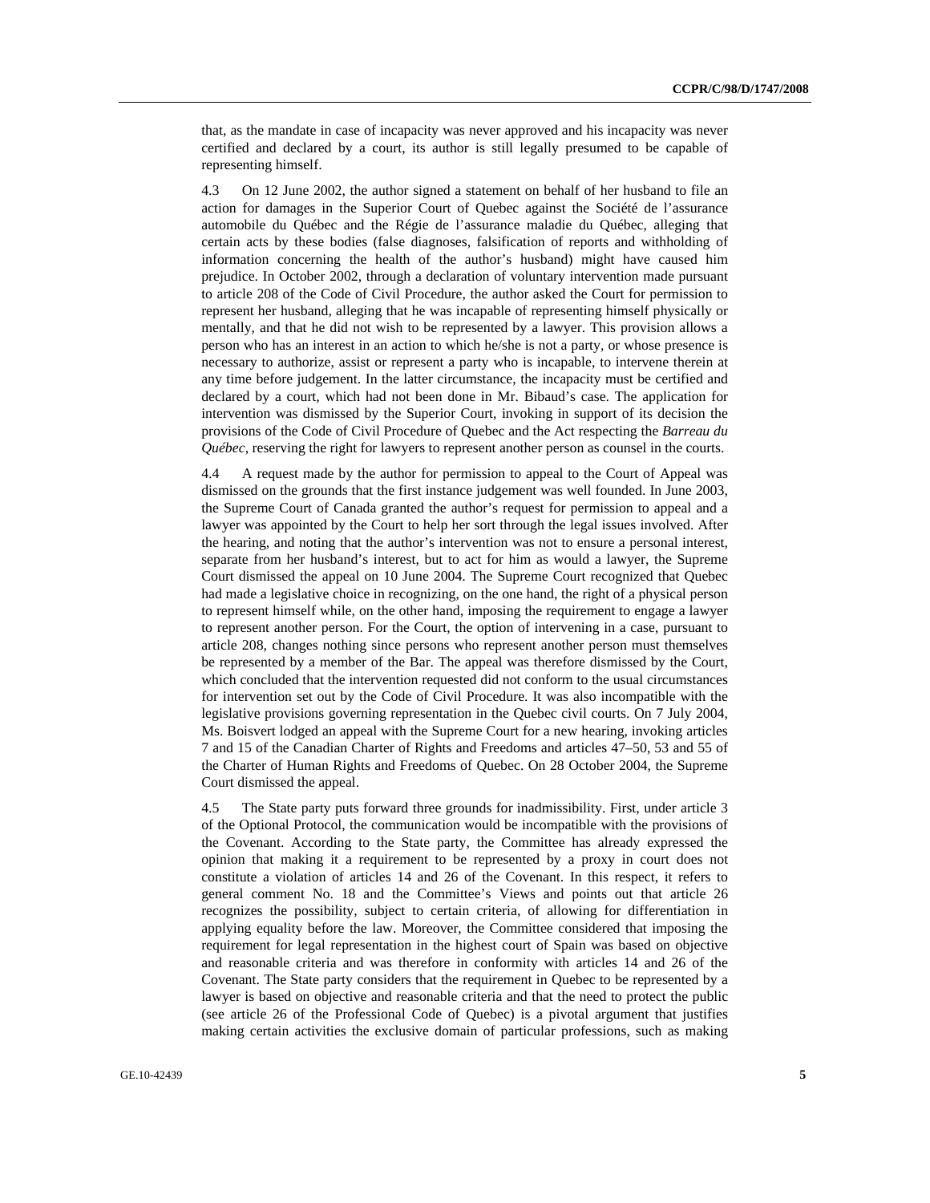that, as the mandate in case of incapacity was never approved and his incapacity was never certified and declared by a court, its author is still legally presumed to be capable of representing himself.

4.3 On 12 June 2002, the author signed a statement on behalf of her husband to file an action for damages in the Superior Court of Quebec against the Société de l'assurance automobile du Québec and the Régie de l'assurance maladie du Québec, alleging that certain acts by these bodies (false diagnoses, falsification of reports and withholding of information concerning the health of the author's husband) might have caused him prejudice. In October 2002, through a declaration of voluntary intervention made pursuant to article 208 of the Code of Civil Procedure, the author asked the Court for permission to represent her husband, alleging that he was incapable of representing himself physically or mentally, and that he did not wish to be represented by a lawyer. This provision allows a person who has an interest in an action to which he/she is not a party, or whose presence is necessary to authorize, assist or represent a party who is incapable, to intervene therein at any time before judgement. In the latter circumstance, the incapacity must be certified and declared by a court, which had not been done in Mr. Bibaud's case. The application for intervention was dismissed by the Superior Court, invoking in support of its decision the provisions of the Code of Civil Procedure of Quebec and the Act respecting the *Barreau du Québec*, reserving the right for lawyers to represent another person as counsel in the courts.

4.4 A request made by the author for permission to appeal to the Court of Appeal was dismissed on the grounds that the first instance judgement was well founded. In June 2003, the Supreme Court of Canada granted the author's request for permission to appeal and a lawyer was appointed by the Court to help her sort through the legal issues involved. After the hearing, and noting that the author's intervention was not to ensure a personal interest, separate from her husband's interest, but to act for him as would a lawyer, the Supreme Court dismissed the appeal on 10 June 2004. The Supreme Court recognized that Quebec had made a legislative choice in recognizing, on the one hand, the right of a physical person to represent himself while, on the other hand, imposing the requirement to engage a lawyer to represent another person. For the Court, the option of intervening in a case, pursuant to article 208, changes nothing since persons who represent another person must themselves be represented by a member of the Bar. The appeal was therefore dismissed by the Court, which concluded that the intervention requested did not conform to the usual circumstances for intervention set out by the Code of Civil Procedure. It was also incompatible with the legislative provisions governing representation in the Quebec civil courts. On 7 July 2004, Ms. Boisvert lodged an appeal with the Supreme Court for a new hearing, invoking articles 7 and 15 of the Canadian Charter of Rights and Freedoms and articles 47–50, 53 and 55 of the Charter of Human Rights and Freedoms of Quebec. On 28 October 2004, the Supreme Court dismissed the appeal.

4.5 The State party puts forward three grounds for inadmissibility. First, under article 3 of the Optional Protocol, the communication would be incompatible with the provisions of the Covenant. According to the State party, the Committee has already expressed the opinion that making it a requirement to be represented by a proxy in court does not constitute a violation of articles 14 and 26 of the Covenant. In this respect, it refers to general comment No. 18 and the Committee's Views and points out that article 26 recognizes the possibility, subject to certain criteria, of allowing for differentiation in applying equality before the law. Moreover, the Committee considered that imposing the requirement for legal representation in the highest court of Spain was based on objective and reasonable criteria and was therefore in conformity with articles 14 and 26 of the Covenant. The State party considers that the requirement in Quebec to be represented by a lawyer is based on objective and reasonable criteria and that the need to protect the public (see article 26 of the Professional Code of Quebec) is a pivotal argument that justifies making certain activities the exclusive domain of particular professions, such as making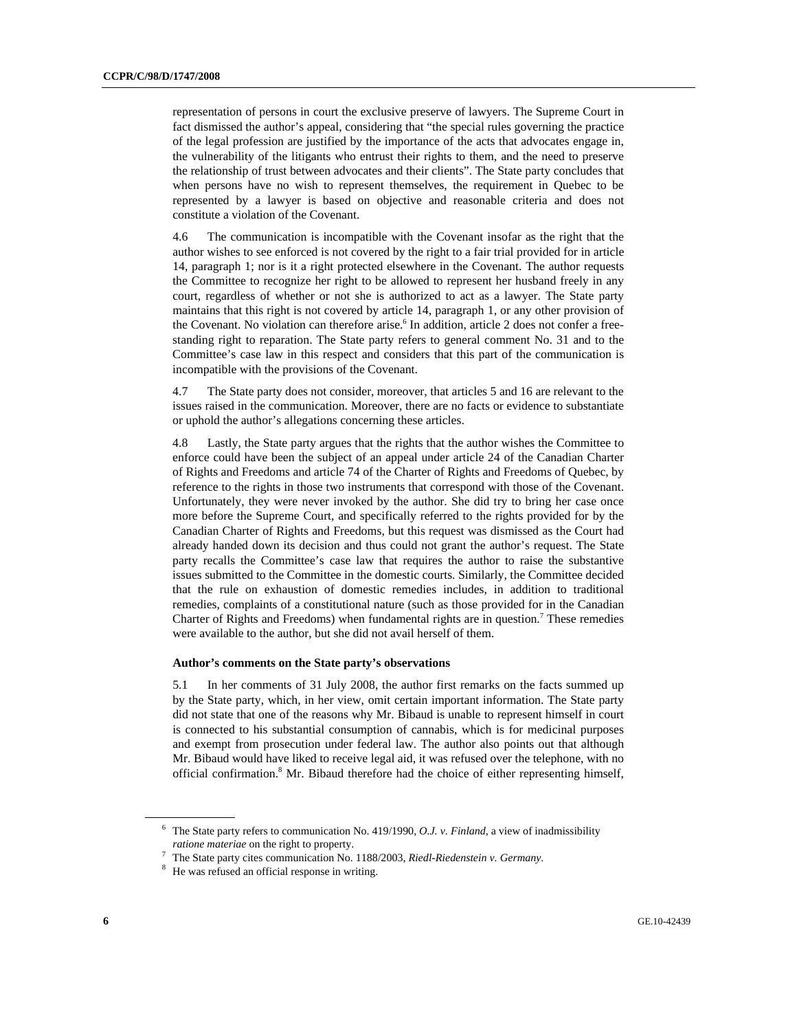representation of persons in court the exclusive preserve of lawyers. The Supreme Court in fact dismissed the author's appeal, considering that "the special rules governing the practice of the legal profession are justified by the importance of the acts that advocates engage in, the vulnerability of the litigants who entrust their rights to them, and the need to preserve the relationship of trust between advocates and their clients". The State party concludes that when persons have no wish to represent themselves, the requirement in Quebec to be represented by a lawyer is based on objective and reasonable criteria and does not constitute a violation of the Covenant.

4.6 The communication is incompatible with the Covenant insofar as the right that the author wishes to see enforced is not covered by the right to a fair trial provided for in article 14, paragraph 1; nor is it a right protected elsewhere in the Covenant. The author requests the Committee to recognize her right to be allowed to represent her husband freely in any court, regardless of whether or not she is authorized to act as a lawyer. The State party maintains that this right is not covered by article 14, paragraph 1, or any other provision of the Covenant. No violation can therefore arise.[6] In addition, article 2 does not confer a free-standing right to reparation. The State party refers to general comment No. 31 and to the Committee's case law in this respect and considers that this part of the communication is incompatible with the provisions of the Covenant.

4.7 The State party does not consider, moreover, that articles 5 and 16 are relevant to the issues raised in the communication. Moreover, there are no facts or evidence to substantiate or uphold the author's allegations concerning these articles.

4.8 Lastly, the State party argues that the rights that the author wishes the Committee to enforce could have been the subject of an appeal under article 24 of the Canadian Charter of Rights and Freedoms and article 74 of the Charter of Rights and Freedoms of Quebec, by reference to the rights in those two instruments that correspond with those of the Covenant. Unfortunately, they were never invoked by the author. She did try to bring her case once more before the Supreme Court, and specifically referred to the rights provided for by the Canadian Charter of Rights and Freedoms, but this request was dismissed as the Court had already handed down its decision and thus could not grant the author's request. The State party recalls the Committee's case law that requires the author to raise the substantive issues submitted to the Committee in the domestic courts. Similarly, the Committee decided that the rule on exhaustion of domestic remedies includes, in addition to traditional remedies, complaints of a constitutional nature (such as those provided for in the Canadian Charter of Rights and Freedoms) when fundamental rights are in question.[7] These remedies were available to the author, but she did not avail herself of them.

**Author's comments on the State party's observations**

5.1 In her comments of 31 July 2008, the author first remarks on the facts summed up by the State party, which, in her view, omit certain important information. The State party did not state that one of the reasons why Mr. Bibaud is unable to represent himself in court is connected to his substantial consumption of cannabis, which is for medicinal purposes and exempt from prosecution under federal law. The author also points out that although Mr. Bibaud would have liked to receive legal aid, it was refused over the telephone, with no official confirmation.[8] Mr. Bibaud therefore had the choice of either representing himself,

---

[6] The State party refers to communication No. 419/1990, *O.J. v. Finland*, a view of inadmissibility *ratione materiae* on the right to property.

[7] The State party cites communication No. 1188/2003, *Riedl-Riedenstein v. Germany*.

[8] He was refused an official response in writing.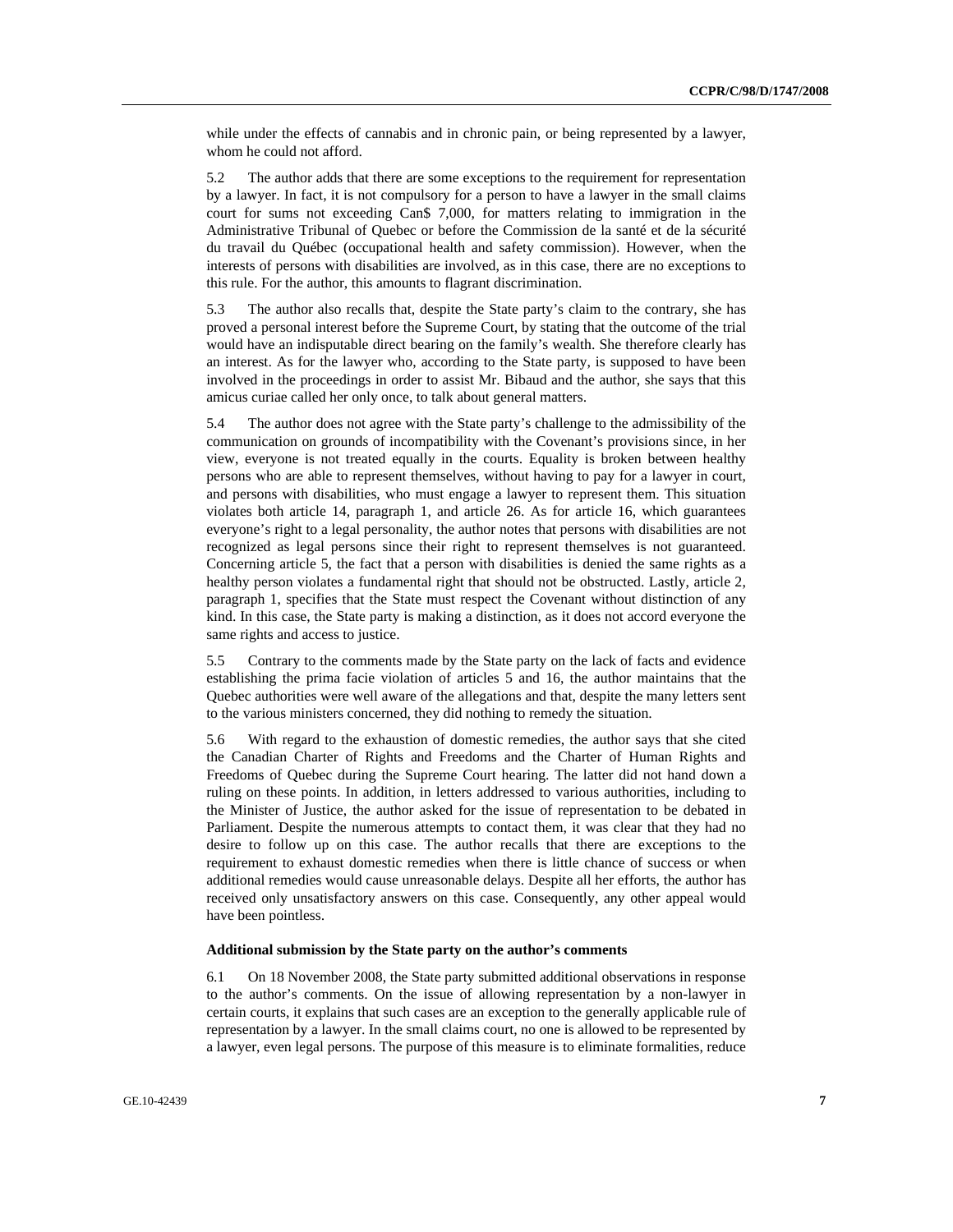while under the effects of cannabis and in chronic pain, or being represented by a lawyer, whom he could not afford.

5.2 The author adds that there are some exceptions to the requirement for representation by a lawyer. In fact, it is not compulsory for a person to have a lawyer in the small claims court for sums not exceeding Can$ 7,000, for matters relating to immigration in the Administrative Tribunal of Quebec or before the Commission de la santé et de la sécurité du travail du Québec (occupational health and safety commission). However, when the interests of persons with disabilities are involved, as in this case, there are no exceptions to this rule. For the author, this amounts to flagrant discrimination.

5.3 The author also recalls that, despite the State party's claim to the contrary, she has proved a personal interest before the Supreme Court, by stating that the outcome of the trial would have an indisputable direct bearing on the family's wealth. She therefore clearly has an interest. As for the lawyer who, according to the State party, is supposed to have been involved in the proceedings in order to assist Mr. Bibaud and the author, she says that this amicus curiae called her only once, to talk about general matters.

5.4 The author does not agree with the State party's challenge to the admissibility of the communication on grounds of incompatibility with the Covenant's provisions since, in her view, everyone is not treated equally in the courts. Equality is broken between healthy persons who are able to represent themselves, without having to pay for a lawyer in court, and persons with disabilities, who must engage a lawyer to represent them. This situation violates both article 14, paragraph 1, and article 26. As for article 16, which guarantees everyone's right to a legal personality, the author notes that persons with disabilities are not recognized as legal persons since their right to represent themselves is not guaranteed. Concerning article 5, the fact that a person with disabilities is denied the same rights as a healthy person violates a fundamental right that should not be obstructed. Lastly, article 2, paragraph 1, specifies that the State must respect the Covenant without distinction of any kind. In this case, the State party is making a distinction, as it does not accord everyone the same rights and access to justice.

5.5 Contrary to the comments made by the State party on the lack of facts and evidence establishing the prima facie violation of articles 5 and 16, the author maintains that the Quebec authorities were well aware of the allegations and that, despite the many letters sent to the various ministers concerned, they did nothing to remedy the situation.

5.6 With regard to the exhaustion of domestic remedies, the author says that she cited the Canadian Charter of Rights and Freedoms and the Charter of Human Rights and Freedoms of Quebec during the Supreme Court hearing. The latter did not hand down a ruling on these points. In addition, in letters addressed to various authorities, including to the Minister of Justice, the author asked for the issue of representation to be debated in Parliament. Despite the numerous attempts to contact them, it was clear that they had no desire to follow up on this case. The author recalls that there are exceptions to the requirement to exhaust domestic remedies when there is little chance of success or when additional remedies would cause unreasonable delays. Despite all her efforts, the author has received only unsatisfactory answers on this case. Consequently, any other appeal would have been pointless.

**Additional submission by the State party on the author's comments**

6.1 On 18 November 2008, the State party submitted additional observations in response to the author's comments. On the issue of allowing representation by a non-lawyer in certain courts, it explains that such cases are an exception to the generally applicable rule of representation by a lawyer. In the small claims court, no one is allowed to be represented by a lawyer, even legal persons. The purpose of this measure is to eliminate formalities, reduce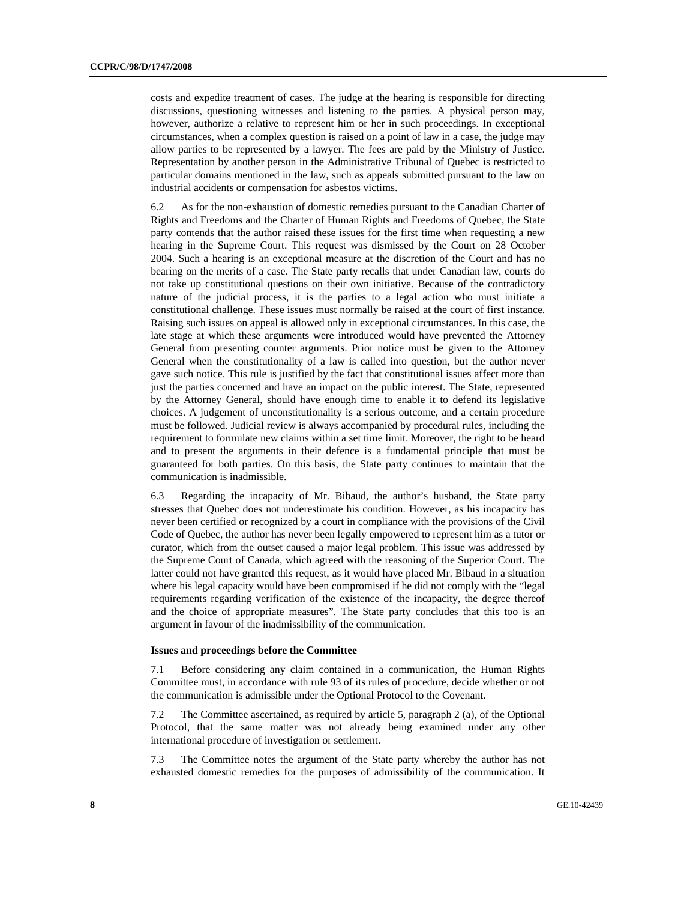costs and expedite treatment of cases. The judge at the hearing is responsible for directing discussions, questioning witnesses and listening to the parties. A physical person may, however, authorize a relative to represent him or her in such proceedings. In exceptional circumstances, when a complex question is raised on a point of law in a case, the judge may allow parties to be represented by a lawyer. The fees are paid by the Ministry of Justice. Representation by another person in the Administrative Tribunal of Quebec is restricted to particular domains mentioned in the law, such as appeals submitted pursuant to the law on industrial accidents or compensation for asbestos victims.

6.2 As for the non-exhaustion of domestic remedies pursuant to the Canadian Charter of Rights and Freedoms and the Charter of Human Rights and Freedoms of Quebec, the State party contends that the author raised these issues for the first time when requesting a new hearing in the Supreme Court. This request was dismissed by the Court on 28 October 2004. Such a hearing is an exceptional measure at the discretion of the Court and has no bearing on the merits of a case. The State party recalls that under Canadian law, courts do not take up constitutional questions on their own initiative. Because of the contradictory nature of the judicial process, it is the parties to a legal action who must initiate a constitutional challenge. These issues must normally be raised at the court of first instance. Raising such issues on appeal is allowed only in exceptional circumstances. In this case, the late stage at which these arguments were introduced would have prevented the Attorney General from presenting counter arguments. Prior notice must be given to the Attorney General when the constitutionality of a law is called into question, but the author never gave such notice. This rule is justified by the fact that constitutional issues affect more than just the parties concerned and have an impact on the public interest. The State, represented by the Attorney General, should have enough time to enable it to defend its legislative choices. A judgement of unconstitutionality is a serious outcome, and a certain procedure must be followed. Judicial review is always accompanied by procedural rules, including the requirement to formulate new claims within a set time limit. Moreover, the right to be heard and to present the arguments in their defence is a fundamental principle that must be guaranteed for both parties. On this basis, the State party continues to maintain that the communication is inadmissible.

6.3 Regarding the incapacity of Mr. Bibaud, the author's husband, the State party stresses that Quebec does not underestimate his condition. However, as his incapacity has never been certified or recognized by a court in compliance with the provisions of the Civil Code of Quebec, the author has never been legally empowered to represent him as a tutor or curator, which from the outset caused a major legal problem. This issue was addressed by the Supreme Court of Canada, which agreed with the reasoning of the Superior Court. The latter could not have granted this request, as it would have placed Mr. Bibaud in a situation where his legal capacity would have been compromised if he did not comply with the "legal requirements regarding verification of the existence of the incapacity, the degree thereof and the choice of appropriate measures". The State party concludes that this too is an argument in favour of the inadmissibility of the communication.

### Issues and proceedings before the Committee

7.1 Before considering any claim contained in a communication, the Human Rights Committee must, in accordance with rule 93 of its rules of procedure, decide whether or not the communication is admissible under the Optional Protocol to the Covenant.

7.2 The Committee ascertained, as required by article 5, paragraph 2 (a), of the Optional Protocol, that the same matter was not already being examined under any other international procedure of investigation or settlement.

7.3 The Committee notes the argument of the State party whereby the author has not exhausted domestic remedies for the purposes of admissibility of the communication. It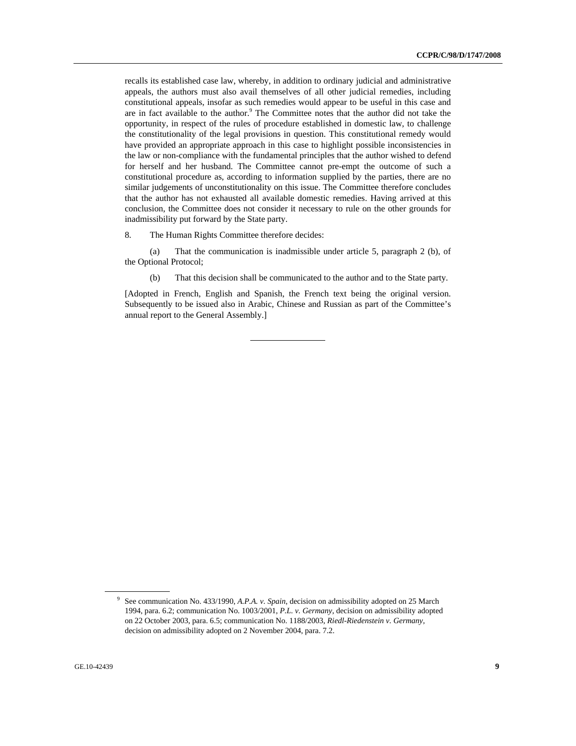recalls its established case law, whereby, in addition to ordinary judicial and administrative appeals, the authors must also avail themselves of all other judicial remedies, including constitutional appeals, insofar as such remedies would appear to be useful in this case and are in fact available to the author.[9] The Committee notes that the author did not take the opportunity, in respect of the rules of procedure established in domestic law, to challenge the constitutionality of the legal provisions in question. This constitutional remedy would have provided an appropriate approach in this case to highlight possible inconsistencies in the law or non-compliance with the fundamental principles that the author wished to defend for herself and her husband. The Committee cannot pre-empt the outcome of such a constitutional procedure as, according to information supplied by the parties, there are no similar judgements of unconstitutionality on this issue. The Committee therefore concludes that the author has not exhausted all available domestic remedies. Having arrived at this conclusion, the Committee does not consider it necessary to rule on the other grounds for inadmissibility put forward by the State party.

8. The Human Rights Committee therefore decides:

(a) That the communication is inadmissible under article 5, paragraph 2 (b), of the Optional Protocol;

(b) That this decision shall be communicated to the author and to the State party.

[Adopted in French, English and Spanish, the French text being the original version. Subsequently to be issued also in Arabic, Chinese and Russian as part of the Committee's annual report to the General Assembly.]

---

[9] See communication No. 433/1990, *A.P.A. v. Spain*, decision on admissibility adopted on 25 March 1994, para. 6.2; communication No. 1003/2001, *P.L. v. Germany*, decision on admissibility adopted on 22 October 2003, para. 6.5; communication No. 1188/2003, *Riedl-Riedenstein v. Germany*, decision on admissibility adopted on 2 November 2004, para. 7.2.